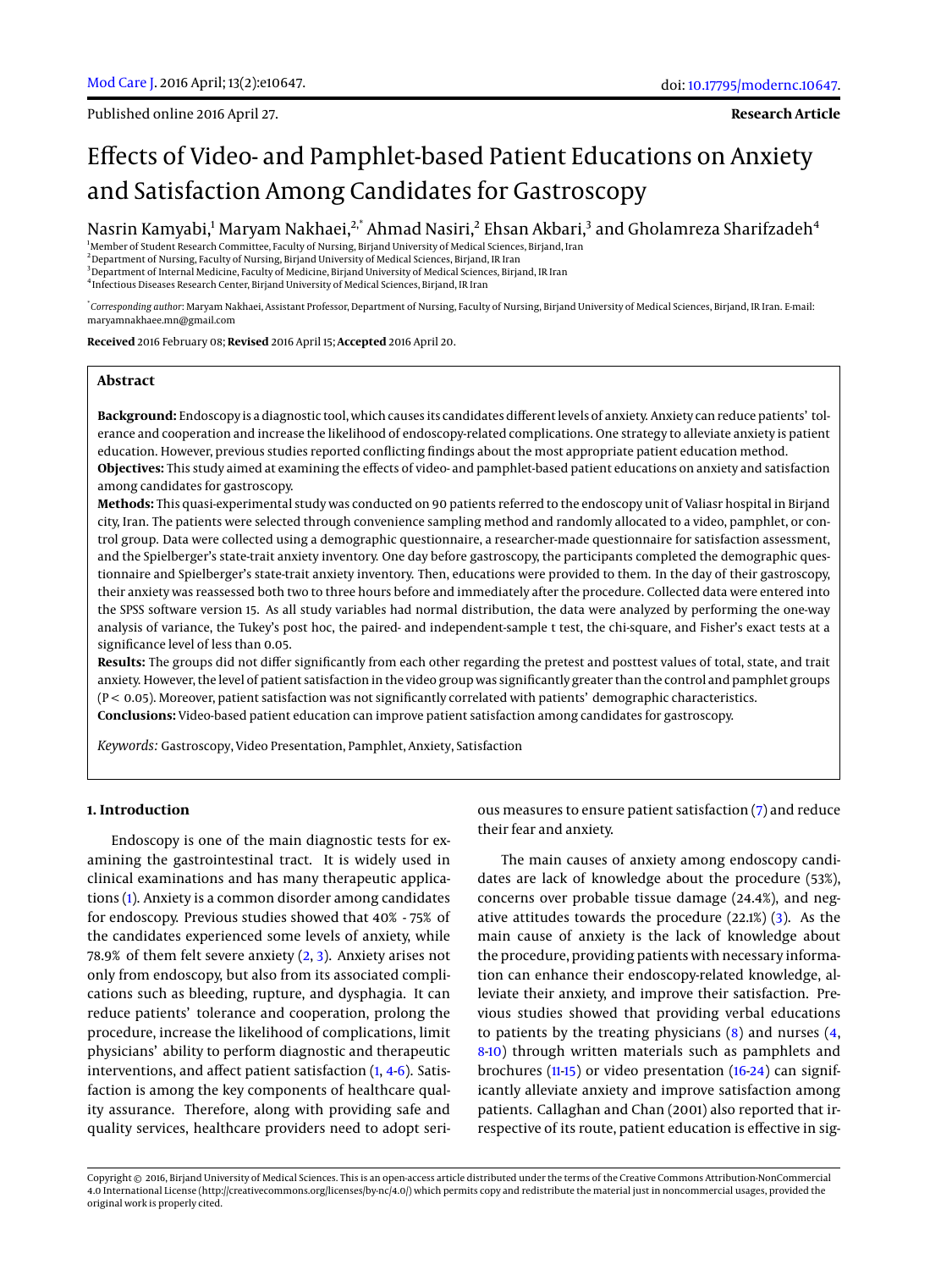Published online 2016 April 27.

**Research Article**

# Effects of Video- and Pamphlet-based Patient Educations on Anxiety and Satisfaction Among Candidates for Gastroscopy

Nasrin Kamyabi,[1] Maryam Nakhaei,[2,*] Ahmad Nasiri,[2] Ehsan Akbari,[3] and Gholamreza Sharifzadeh[4]

[1]Member of Student Research Committee, Faculty of Nursing, Birjand University of Medical Sciences, Birjand, Iran
[2]Department of Nursing, Faculty of Nursing, Birjand University of Medical Sciences, Birjand, IR Iran
[3]Department of Internal Medicine, Faculty of Medicine, Birjand University of Medical Sciences, Birjand, IR Iran
[4]Infectious Diseases Research Center, Birjand University of Medical Sciences, Birjand, IR Iran

[*]*Corresponding author*: Maryam Nakhaei, Assistant Professor, Department of Nursing, Faculty of Nursing, Birjand University of Medical Sciences, Birjand, IR Iran. E-mail: maryamnakhaee.mn@gmail.com

**Received** 2016 February 08; **Revised** 2016 April 15; **Accepted** 2016 April 20.

## Abstract

**Background:** Endoscopy is a diagnostic tool, which causes its candidates different levels of anxiety. Anxiety can reduce patients' tolerance and cooperation and increase the likelihood of endoscopy-related complications. One strategy to alleviate anxiety is patient education. However, previous studies reported conflicting findings about the most appropriate patient education method.

**Objectives:** This study aimed at examining the effects of video- and pamphlet-based patient educations on anxiety and satisfaction among candidates for gastroscopy.

**Methods:** This quasi-experimental study was conducted on 90 patients referred to the endoscopy unit of Valiasr hospital in Birjand city, Iran. The patients were selected through convenience sampling method and randomly allocated to a video, pamphlet, or control group. Data were collected using a demographic questionnaire, a researcher-made questionnaire for satisfaction assessment, and the Spielberger's state-trait anxiety inventory. One day before gastroscopy, the participants completed the demographic questionnaire and Spielberger's state-trait anxiety inventory. Then, educations were provided to them. In the day of their gastroscopy, their anxiety was reassessed both two to three hours before and immediately after the procedure. Collected data were entered into the SPSS software version 15. As all study variables had normal distribution, the data were analyzed by performing the one-way analysis of variance, the Tukey's post hoc, the paired- and independent-sample t test, the chi-square, and Fisher's exact tests at a significance level of less than 0.05.

**Results:** The groups did not differ significantly from each other regarding the pretest and posttest values of total, state, and trait anxiety. However, the level of patient satisfaction in the video group was significantly greater than the control and pamphlet groups ($P < 0.05$). Moreover, patient satisfaction was not significantly correlated with patients' demographic characteristics.

**Conclusions:** Video-based patient education can improve patient satisfaction among candidates for gastroscopy.

*Keywords:* Gastroscopy, Video Presentation, Pamphlet, Anxiety, Satisfaction

## 1. Introduction

Endoscopy is one of the main diagnostic tests for examining the gastrointestinal tract. It is widely used in clinical examinations and has many therapeutic applications (1). Anxiety is a common disorder among candidates for endoscopy. Previous studies showed that 40% - 75% of the candidates experienced some levels of anxiety, while 78.9% of them felt severe anxiety (2, 3). Anxiety arises not only from endoscopy, but also from its associated complications such as bleeding, rupture, and dysphagia. It can reduce patients' tolerance and cooperation, prolong the procedure, increase the likelihood of complications, limit physicians' ability to perform diagnostic and therapeutic interventions, and affect patient satisfaction (1, 4-6). Satisfaction is among the key components of healthcare quality assurance. Therefore, along with providing safe and quality services, healthcare providers need to adopt serious measures to ensure patient satisfaction (7) and reduce their fear and anxiety.

The main causes of anxiety among endoscopy candidates are lack of knowledge about the procedure (53%), concerns over probable tissue damage (24.4%), and negative attitudes towards the procedure (22.1%) (3). As the main cause of anxiety is the lack of knowledge about the procedure, providing patients with necessary information can enhance their endoscopy-related knowledge, alleviate their anxiety, and improve their satisfaction. Previous studies showed that providing verbal educations to patients by the treating physicians (8) and nurses (4, 8-10) through written materials such as pamphlets and brochures (11-15) or video presentation (16-24) can significantly alleviate anxiety and improve satisfaction among patients. Callaghan and Chan (2001) also reported that irrespective of its route, patient education is effective in sig-

Copyright © 2016, Birjand University of Medical Sciences. This is an open-access article distributed under the terms of the Creative Commons Attribution-NonCommercial 4.0 International License (http://creativecommons.org/licenses/by-nc/4.0/) which permits copy and redistribute the material just in noncommercial usages, provided the original work is properly cited.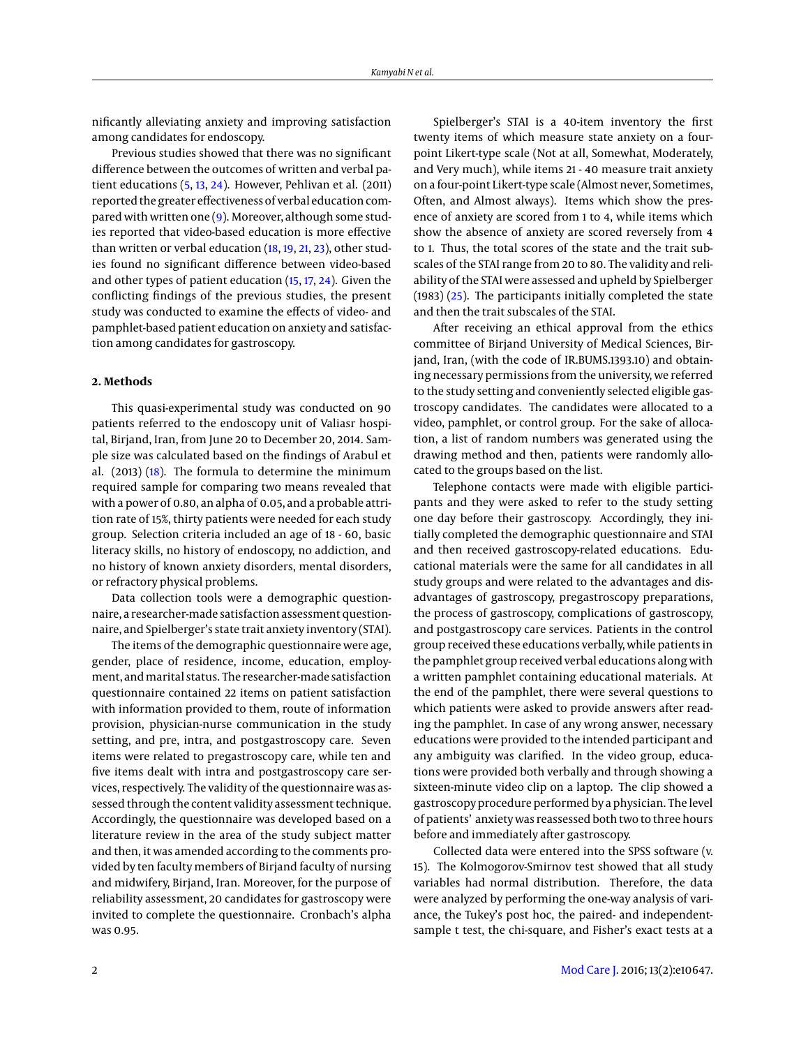nificantly alleviating anxiety and improving satisfaction among candidates for endoscopy.

Previous studies showed that there was no significant difference between the outcomes of written and verbal patient educations (5, 13, 24). However, Pehlivan et al. (2011) reported the greater effectiveness of verbal education compared with written one (9). Moreover, although some studies reported that video-based education is more effective than written or verbal education (18, 19, 21, 23), other studies found no significant difference between video-based and other types of patient education (15, 17, 24). Given the conflicting findings of the previous studies, the present study was conducted to examine the effects of video- and pamphlet-based patient education on anxiety and satisfaction among candidates for gastroscopy.

## 2. Methods

This quasi-experimental study was conducted on 90 patients referred to the endoscopy unit of Valiasr hospital, Birjand, Iran, from June 20 to December 20, 2014. Sample size was calculated based on the findings of Arabul et al. (2013) (18). The formula to determine the minimum required sample for comparing two means revealed that with a power of 0.80, an alpha of 0.05, and a probable attrition rate of 15%, thirty patients were needed for each study group. Selection criteria included an age of 18 - 60, basic literacy skills, no history of endoscopy, no addiction, and no history of known anxiety disorders, mental disorders, or refractory physical problems.

Data collection tools were a demographic questionnaire, a researcher-made satisfaction assessment questionnaire, and Spielberger's state trait anxiety inventory (STAI).

The items of the demographic questionnaire were age, gender, place of residence, income, education, employment, and marital status. The researcher-made satisfaction questionnaire contained 22 items on patient satisfaction with information provided to them, route of information provision, physician-nurse communication in the study setting, and pre, intra, and postgastroscopy care. Seven items were related to pregastroscopy care, while ten and five items dealt with intra and postgastroscopy care services, respectively. The validity of the questionnaire was assessed through the content validity assessment technique. Accordingly, the questionnaire was developed based on a literature review in the area of the study subject matter and then, it was amended according to the comments provided by ten faculty members of Birjand faculty of nursing and midwifery, Birjand, Iran. Moreover, for the purpose of reliability assessment, 20 candidates for gastroscopy were invited to complete the questionnaire. Cronbach's alpha was 0.95.

Spielberger's STAI is a 40-item inventory the first twenty items of which measure state anxiety on a four-point Likert-type scale (Not at all, Somewhat, Moderately, and Very much), while items 21 - 40 measure trait anxiety on a four-point Likert-type scale (Almost never, Sometimes, Often, and Almost always). Items which show the presence of anxiety are scored from 1 to 4, while items which show the absence of anxiety are scored reversely from 4 to 1. Thus, the total scores of the state and the trait subscales of the STAI range from 20 to 80. The validity and reliability of the STAI were assessed and upheld by Spielberger (1983) (25). The participants initially completed the state and then the trait subscales of the STAI.

After receiving an ethical approval from the ethics committee of Birjand University of Medical Sciences, Birjand, Iran, (with the code of IR.BUMS.1393.10) and obtaining necessary permissions from the university, we referred to the study setting and conveniently selected eligible gastroscopy candidates. The candidates were allocated to a video, pamphlet, or control group. For the sake of allocation, a list of random numbers was generated using the drawing method and then, patients were randomly allocated to the groups based on the list.

Telephone contacts were made with eligible participants and they were asked to refer to the study setting one day before their gastroscopy. Accordingly, they initially completed the demographic questionnaire and STAI and then received gastroscopy-related educations. Educational materials were the same for all candidates in all study groups and were related to the advantages and disadvantages of gastroscopy, pregastroscopy preparations, the process of gastroscopy, complications of gastroscopy, and postgastroscopy care services. Patients in the control group received these educations verbally, while patients in the pamphlet group received verbal educations along with a written pamphlet containing educational materials. At the end of the pamphlet, there were several questions to which patients were asked to provide answers after reading the pamphlet. In case of any wrong answer, necessary educations were provided to the intended participant and any ambiguity was clarified. In the video group, educations were provided both verbally and through showing a sixteen-minute video clip on a laptop. The clip showed a gastroscopy procedure performed by a physician. The level of patients' anxiety was reassessed both two to three hours before and immediately after gastroscopy.

Collected data were entered into the SPSS software (v. 15). The Kolmogorov-Smirnov test showed that all study variables had normal distribution. Therefore, the data were analyzed by performing the one-way analysis of variance, the Tukey's post hoc, the paired- and independent-sample t test, the chi-square, and Fisher's exact tests at a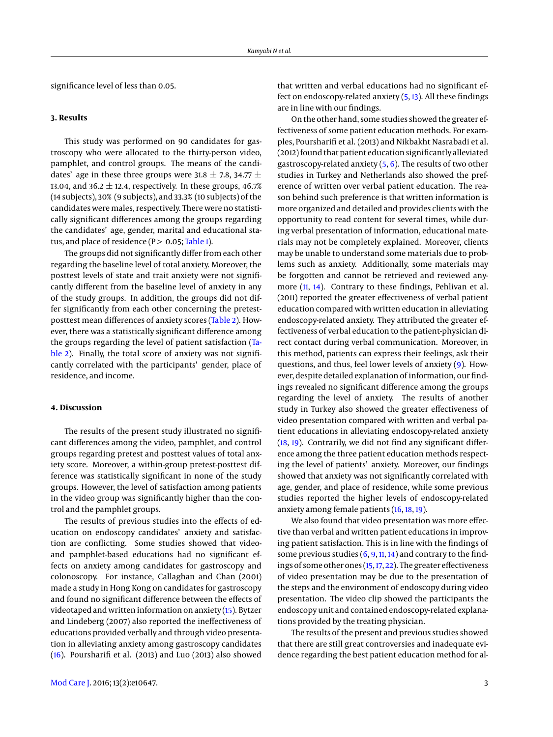significance level of less than 0.05.

## 3. Results

This study was performed on 90 candidates for gastroscopy who were allocated to the thirty-person video, pamphlet, and control groups. The means of the candidates' age in these three groups were $31.8 \pm 7.8$, $34.77 \pm 13.04$, and $36.2 \pm 12.4$, respectively. In these groups, 46.7% (14 subjects), 30% (9 subjects), and 33.3% (10 subjects) of the candidates were males, respectively. There were no statistically significant differences among the groups regarding the candidates' age, gender, marital and educational status, and place of residence ($P > 0.05$; Table 1).

The groups did not significantly differ from each other regarding the baseline level of total anxiety. Moreover, the posttest levels of state and trait anxiety were not significantly different from the baseline level of anxiety in any of the study groups. In addition, the groups did not differ significantly from each other concerning the pretest-posttest mean differences of anxiety scores (Table 2). However, there was a statistically significant difference among the groups regarding the level of patient satisfaction (Table 2). Finally, the total score of anxiety was not significantly correlated with the participants' gender, place of residence, and income.

## 4. Discussion

The results of the present study illustrated no significant differences among the video, pamphlet, and control groups regarding pretest and posttest values of total anxiety score. Moreover, a within-group pretest-posttest difference was statistically significant in none of the study groups. However, the level of satisfaction among patients in the video group was significantly higher than the control and the pamphlet groups.

The results of previous studies into the effects of education on endoscopy candidates' anxiety and satisfaction are conflicting. Some studies showed that video- and pamphlet-based educations had no significant effects on anxiety among candidates for gastroscopy and colonoscopy. For instance, Callaghan and Chan (2001) made a study in Hong Kong on candidates for gastroscopy and found no significant difference between the effects of videotaped and written information on anxiety (15). Bytzer and Lindeberg (2007) also reported the ineffectiveness of educations provided verbally and through video presentation in alleviating anxiety among gastroscopy candidates (16). Poursharifi et al. (2013) and Luo (2013) also showed that written and verbal educations had no significant effect on endoscopy-related anxiety (5, 13). All these findings are in line with our findings.

On the other hand, some studies showed the greater effectiveness of some patient education methods. For examples, Poursharifi et al. (2013) and Nikbakht Nasrabadi et al. (2012) found that patient education significantly alleviated gastroscopy-related anxiety (5, 6). The results of two other studies in Turkey and Netherlands also showed the preference of written over verbal patient education. The reason behind such preference is that written information is more organized and detailed and provides clients with the opportunity to read content for several times, while during verbal presentation of information, educational materials may not be completely explained. Moreover, clients may be unable to understand some materials due to problems such as anxiety. Additionally, some materials may be forgotten and cannot be retrieved and reviewed anymore (11, 14). Contrary to these findings, Pehlivan et al. (2011) reported the greater effectiveness of verbal patient education compared with written education in alleviating endoscopy-related anxiety. They attributed the greater effectiveness of verbal education to the patient-physician direct contact during verbal communication. Moreover, in this method, patients can express their feelings, ask their questions, and thus, feel lower levels of anxiety (9). However, despite detailed explanation of information, our findings revealed no significant difference among the groups regarding the level of anxiety. The results of another study in Turkey also showed the greater effectiveness of video presentation compared with written and verbal patient educations in alleviating endoscopy-related anxiety (18, 19). Contrarily, we did not find any significant difference among the three patient education methods respecting the level of patients' anxiety. Moreover, our findings showed that anxiety was not significantly correlated with age, gender, and place of residence, while some previous studies reported the higher levels of endoscopy-related anxiety among female patients (16, 18, 19).

We also found that video presentation was more effective than verbal and written patient educations in improving patient satisfaction. This is in line with the findings of some previous studies (6, 9, 11, 14) and contrary to the findings of some other ones (15, 17, 22). The greater effectiveness of video presentation may be due to the presentation of the steps and the environment of endoscopy during video presentation. The video clip showed the participants the endoscopy unit and contained endoscopy-related explanations provided by the treating physician.

The results of the present and previous studies showed that there are still great controversies and inadequate evidence regarding the best patient education method for al-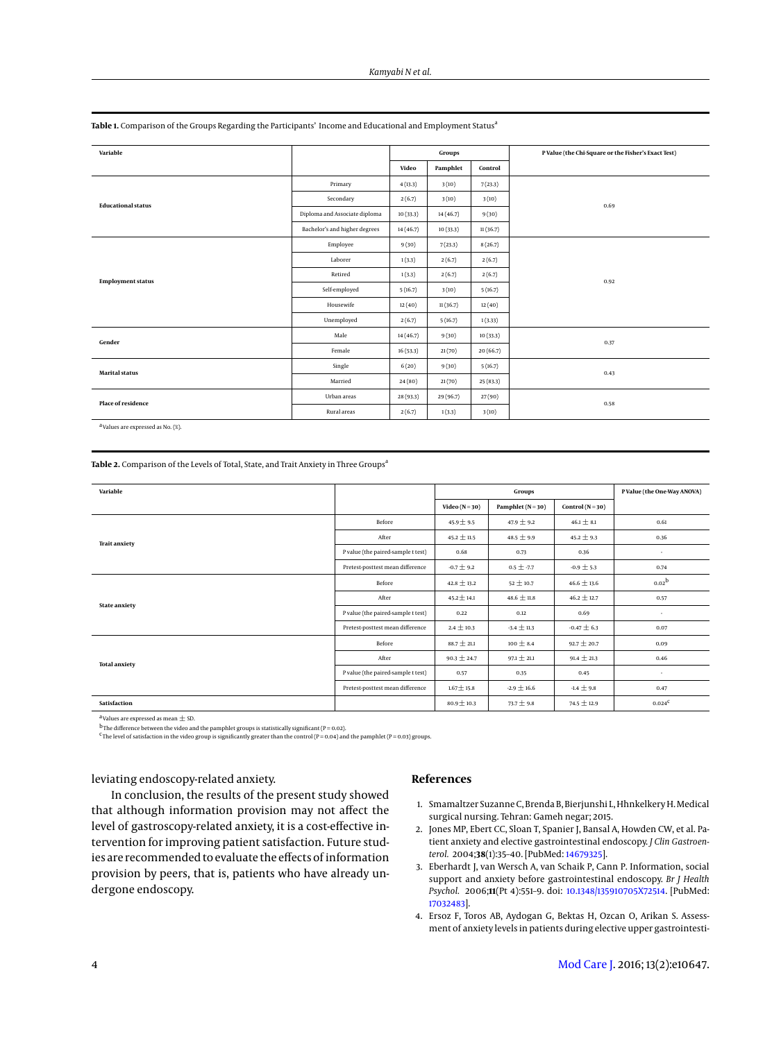**Table 1.** Comparison of the Groups Regarding the Participants' Income and Educational and Employment Status[a]

| Variable | | Groups | | | P Value (the Chi-Square or the Fisher's Exact Test) |
|---|---|---|---|---|---|
| | | Video | Pamphlet | Control | |
| Educational status | Primary | 4 (13.3) | 3 (10) | 7 (23.3) | 0.69 |
| | Secondary | 2 (6.7) | 3 (10) | 3 (10) | |
| | Diploma and Associate diploma | 10 (33.3) | 14 (46.7) | 9 (30) | |
| | Bachelor's and higher degrees | 14 (46.7) | 10 (33.3) | 11 (36.7) | |
| Employment status | Employee | 9 (30) | 7 (23.3) | 8 (26.7) | 0.92 |
| | Laborer | 1 (3.3) | 2 (6.7) | 2 (6.7) | |
| | Retired | 1 (3.3) | 2 (6.7) | 2 (6.7) | |
| | Self-employed | 5 (16.7) | 3 (10) | 5 (16.7) | |
| | Housewife | 12 (40) | 11 (36.7) | 12 (40) | |
| | Unemployed | 2 (6.7) | 5 (16.7) | 1 (3.33) | |
| Gender | Male | 14 (46.7) | 9 (30) | 10 (33.3) | 0.37 |
| | Female | 16 (53.3) | 21 (70) | 20 (66.7) | |
| Marital status | Single | 6 (20) | 9 (30) | 5 (16.7) | 0.43 |
| | Married | 24 (80) | 21 (70) | 25 (83.3) | |
| Place of residence | Urban areas | 28 (93.3) | 29 (96.7) | 27 (90) | 0.58 |
| | Rural areas | 2 (6.7) | 1 (3.3) | 3 (10) | |

[a]Values are expressed as No. (%).

**Table 2.** Comparison of the Levels of Total, State, and Trait Anxiety in Three Groups[a]

| Variable | | Groups | | | P Value (the One-Way ANOVA) |
|---|---|---|---|---|---|
| | | Video (N = 30) | Pamphlet (N = 30) | Control (N = 30) | |
| Trait anxiety | Before | 45.9 ± 9.5 | 47.9 ± 9.2 | 46.1 ± 8.1 | 0.61 |
| | After | 45.2 ± 11.5 | 48.5 ± 9.9 | 45.2 ± 9.3 | 0.36 |
| | P value (the paired-sample t test) | 0.68 | 0.73 | 0.36 | - |
| | Pretest-posttest mean difference | -0.7 ± 9.2 | 0.5 ± -7.7 | -0.9 ± 5.3 | 0.74 |
| State anxiety | Before | 42.8 ± 13.2 | 52 ± 10.7 | 46.6 ± 13.6 | 0.02[b] |
| | After | 45.2 ± 14.1 | 48.6 ± 11.8 | 46.2 ± 12.7 | 0.57 |
| | P value (the paired-sample t test) | 0.22 | 0.12 | 0.69 | - |
| | Pretest-posttest mean difference | 2.4 ± 10.3 | -3.4 ± 11.3 | -0.47 ± 6.3 | 0.07 |
| Total anxiety | Before | 88.7 ± 21.1 | 100 ± 8.4 | 92.7 ± 20.7 | 0.09 |
| | After | 90.3 ± 24.7 | 97.1 ± 21.1 | 91.4 ± 21.3 | 0.46 |
| | P value (the paired-sample t test) | 0.57 | 0.35 | 0.45 | - |
| | Pretest-posttest mean difference | 1.67 ± 15.8 | -2.9 ± 16.6 | -1.4 ± 9.8 | 0.47 |
| Satisfaction | | 80.9 ± 10.3 | 73.7 ± 9.8 | 74.5 ± 12.9 | 0.024[c] |

[a]Values are expressed as mean ± SD.

[b]The difference between the video and the pamphlet groups is statistically significant (P = 0.02).

[c]The level of satisfaction in the video group is significantly greater than the control (P = 0.04) and the pamphlet (P = 0.03) groups.

leviating endoscopy-related anxiety.

In conclusion, the results of the present study showed that although information provision may not affect the level of gastroscopy-related anxiety, it is a cost-effective intervention for improving patient satisfaction. Future studies are recommended to evaluate the effects of information provision by peers, that is, patients who have already undergone endoscopy.

## References

1. Smamaltzer Suzanne C, Brenda B, Bierjunshi L, Hhnkelkery H. Medical surgical nursing. Tehran: Gameh negar; 2015.
2. Jones MP, Ebert CC, Sloan T, Spanier J, Bansal A, Howden CW, et al. Patient anxiety and elective gastrointestinal endoscopy. *J Clin Gastroenterol.* 2004;**38**(1):35–40. [PubMed: 14679325].
3. Eberhardt J, van Wersch A, van Schaik P, Cann P. Information, social support and anxiety before gastrointestinal endoscopy. *Br J Health Psychol.* 2006;**11**(Pt 4):551–9. doi: 10.1348/135910705X72514. [PubMed: 17032483].
4. Ersoz F, Toros AB, Aydogan G, Bektas H, Ozcan O, Arikan S. Assessment of anxiety levels in patients during elective upper gastrointesti-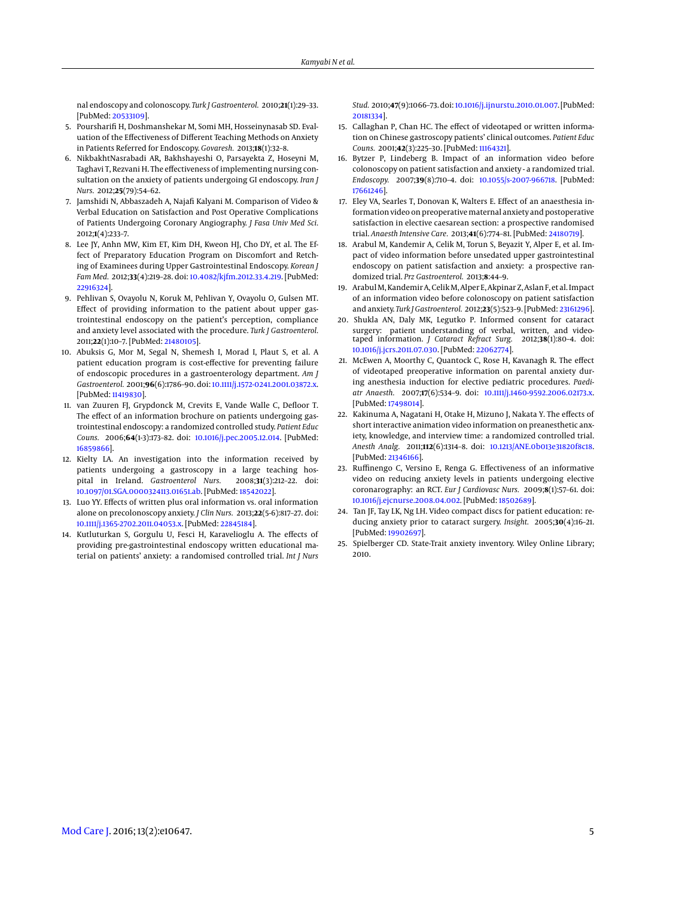nal endoscopy and colonoscopy. *Turk J Gastroenterol.* 2010;**21**(1):29–33. [PubMed: 20533109].

5. Poursharifi H, Doshmanshekar M, Somi MH, Hoseinynasab SD. Evaluation of the Effectiveness of Different Teaching Methods on Anxiety in Patients Referred for Endoscopy. *Govaresh.* 2013;**18**(1):32–8.
6. NikbakhtNasrabadi AR, Bakhshayeshi O, Parsayekta Z, Hoseyni M, Taghavi T, Rezvani H. The effectiveness of implementing nursing consultation on the anxiety of patients undergoing GI endoscopy. *Iran J Nurs.* 2012;**25**(79):54–62.
7. Jamshidi N, Abbaszadeh A, Najafi Kalyani M. Comparison of Video & Verbal Education on Satisfaction and Post Operative Complications of Patients Undergoing Coronary Angiography. *J Fasa Univ Med Sci.* 2012;**1**(4):233–7.
8. Lee JY, Anhn MW, Kim ET, Kim DH, Kweon HJ, Cho DY, et al. The Effect of Preparatory Education Program on Discomfort and Retching of Examinees during Upper Gastrointestinal Endoscopy. *Korean J Fam Med.* 2012;**33**(4):219–28. doi: 10.4082/kjfm.2012.33.4.219. [PubMed: 22916324].
9. Pehlivan S, Ovayolu N, Koruk M, Pehlivan Y, Ovayolu O, Gulsen MT. Effect of providing information to the patient about upper gastrointestinal endoscopy on the patient's perception, compliance and anxiety level associated with the procedure. *Turk J Gastroenterol.* 2011;**22**(1):10–7. [PubMed: 21480105].
10. Abuksis G, Mor M, Segal N, Shemesh I, Morad I, Plaut S, et al. A patient education program is cost-effective for preventing failure of endoscopic procedures in a gastroenterology department. *Am J Gastroenterol.* 2001;**96**(6):1786–90. doi: 10.1111/j.1572-0241.2001.03872.x. [PubMed: 11419830].
11. van Zuuren FJ, Grypdonck M, Crevits E, Vande Walle C, Defloor T. The effect of an information brochure on patients undergoing gastrointestinal endoscopy: a randomized controlled study. *Patient Educ Couns.* 2006;**64**(1-3):173–82. doi: 10.1016/j.pec.2005.12.014. [PubMed: 16859866].
12. Kielty LA. An investigation into the information received by patients undergoing a gastroscopy in a large teaching hospital in Ireland. *Gastroenterol Nurs.* 2008;**31**(3):212–22. doi: 10.1097/01.SGA.0000324113.01651.ab. [PubMed: 18542022].
13. Luo YY. Effects of written plus oral information vs. oral information alone on precolonoscopy anxiety. *J Clin Nurs.* 2013;**22**(5-6):817–27. doi: 10.1111/j.1365-2702.2011.04053.x. [PubMed: 22845184].
14. Kutlutürkan S, Gorgulu U, Fesci H, Karavelioglu A. The effects of providing pre-gastrointestinal endoscopy written educational material on patients' anxiety: a randomised controlled trial. *Int J Nurs Stud.* 2010;**47**(9):1066–73. doi: 10.1016/j.ijnurstu.2010.01.007. [PubMed: 20181334].
15. Callaghan P, Chan HC. The effect of videotaped or written information on Chinese gastroscopy patients' clinical outcomes. *Patient Educ Couns.* 2001;**42**(3):225–30. [PubMed: 11164321].
16. Bytzer P, Lindeberg B. Impact of an information video before colonoscopy on patient satisfaction and anxiety - a randomized trial. *Endoscopy.* 2007;**39**(8):710–4. doi: 10.1055/s-2007-966718. [PubMed: 17661246].
17. Eley VA, Searles T, Donovan K, Walters E. Effect of an anaesthesia information video on preoperative maternal anxiety and postoperative satisfaction in elective caesarean section: a prospective randomised trial. *Anaesth Intensive Care.* 2013;**41**(6):774–81. [PubMed: 24180719].
18. Arabul M, Kandemir A, Celik M, Torun S, Beyazit Y, Alper E, et al. Impact of video information before unsedated upper gastrointestinal endoscopy on patient satisfaction and anxiety: a prospective randomized trial. *Prz Gastroenterol.* 2013;**8**:44–9.
19. Arabul M, Kandemir A, Celik M, Alper E, Akpinar Z, Aslan F, et al. Impact of an information video before colonoscopy on patient satisfaction and anxiety. *Turk J Gastroenterol.* 2012;**23**(5):523–9. [PubMed: 23161296].
20. Shukla AN, Daly MK, Legutko P. Informed consent for cataract surgery: patient understanding of verbal, written, and videotaped information. *J Cataract Refract Surg.* 2012;**38**(1):80–4. doi: 10.1016/j.jcrs.2011.07.030. [PubMed: 22062774].
21. McEwen A, Moorthy C, Quantock C, Rose H, Kavanagh R. The effect of videotaped preoperative information on parental anxiety during anesthesia induction for elective pediatric procedures. *Paediatr Anaesth.* 2007;**17**(6):534–9. doi: 10.1111/j.1460-9592.2006.02173.x. [PubMed: 17498014].
22. Kakinuma A, Nagatani H, Otake H, Mizuno J, Nakata Y. The effects of short interactive animation video information on preanesthetic anxiety, knowledge, and interview time: a randomized controlled trial. *Anesth Analg.* 2011;**112**(6):1314–8. doi: 10.1213/ANE.0b013e31820f8c18. [PubMed: 21346166].
23. Ruffinengo C, Versino E, Renga G. Effectiveness of an informative video on reducing anxiety levels in patients undergoing elective coronarography: an RCT. *Eur J Cardiovasc Nurs.* 2009;**8**(1):57–61. doi: 10.1016/j.ejcnurse.2008.04.002. [PubMed: 18502689].
24. Tan JF, Tay LK, Ng LH. Video compact discs for patient education: reducing anxiety prior to cataract surgery. *Insight.* 2005;**30**(4):16–21. [PubMed: 19902697].
25. Spielberger CD. State-Trait anxiety inventory. Wiley Online Library; 2010.